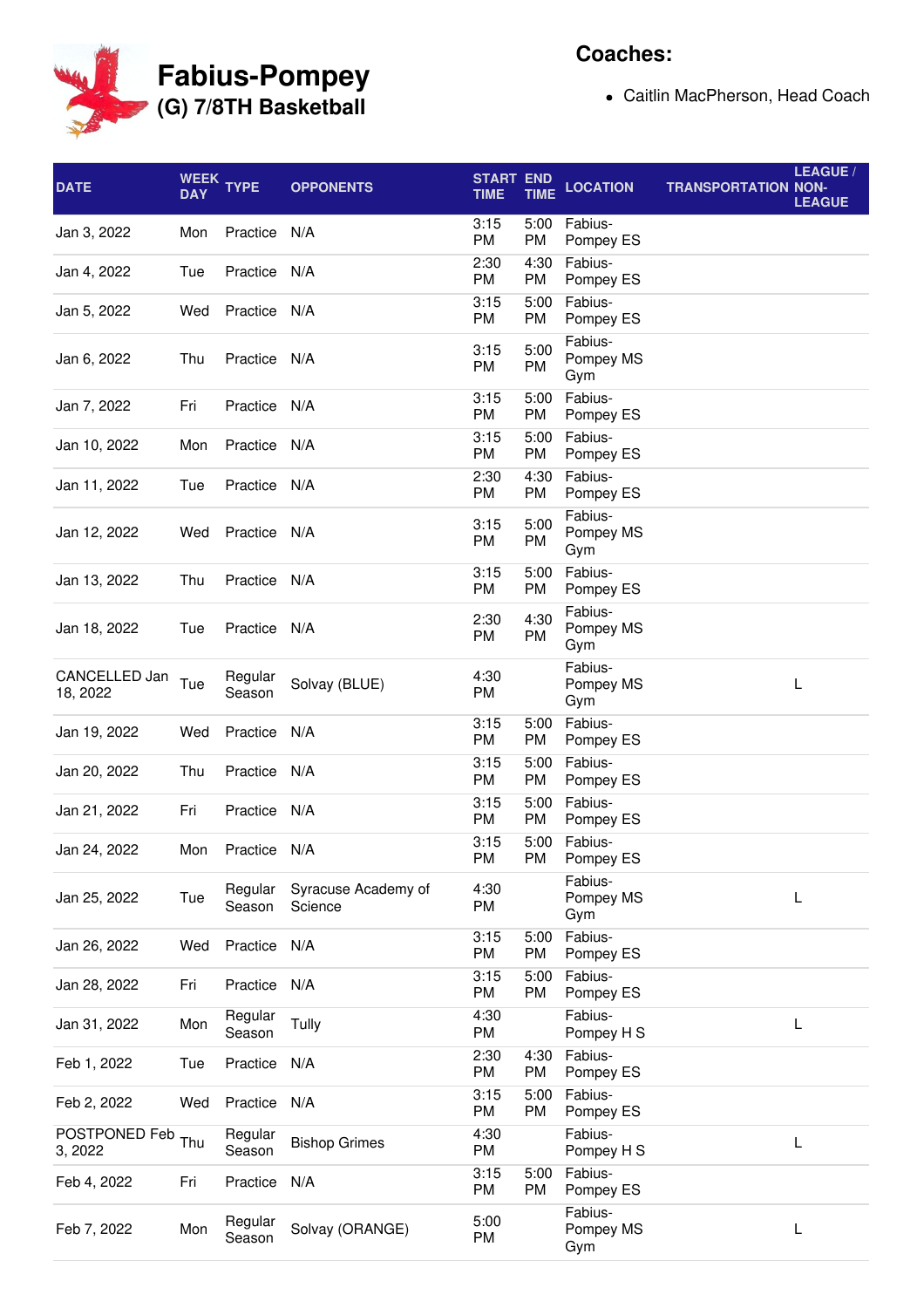# Fabius-Pompey

## (G) 7/8TH Basketball

**Coaches:**

- Caitlin MacPherson, Head Coach

| DATE | WEEK DAY | TYPE | OPPONENTS | START TIME | END TIME | LOCATION | TRANSPORTATION | LEAGUE / NON-LEAGUE |
|---|---|---|---|---|---|---|---|---|
| Jan 3, 2022 | Mon | Practice | N/A | 3:15 PM | 5:00 PM | Fabius-Pompey ES | | |
| Jan 4, 2022 | Tue | Practice | N/A | 2:30 PM | 4:30 PM | Fabius-Pompey ES | | |
| Jan 5, 2022 | Wed | Practice | N/A | 3:15 PM | 5:00 PM | Fabius-Pompey ES | | |
| Jan 6, 2022 | Thu | Practice | N/A | 3:15 PM | 5:00 PM | Fabius-Pompey MS Gym | | |
| Jan 7, 2022 | Fri | Practice | N/A | 3:15 PM | 5:00 PM | Fabius-Pompey ES | | |
| Jan 10, 2022 | Mon | Practice | N/A | 3:15 PM | 5:00 PM | Fabius-Pompey ES | | |
| Jan 11, 2022 | Tue | Practice | N/A | 2:30 PM | 4:30 PM | Fabius-Pompey ES | | |
| Jan 12, 2022 | Wed | Practice | N/A | 3:15 PM | 5:00 PM | Fabius-Pompey MS Gym | | |
| Jan 13, 2022 | Thu | Practice | N/A | 3:15 PM | 5:00 PM | Fabius-Pompey ES | | |
| Jan 18, 2022 | Tue | Practice | N/A | 2:30 PM | 4:30 PM | Fabius-Pompey MS Gym | | |
| CANCELLED Jan 18, 2022 | Tue | Regular Season | Solvay (BLUE) | 4:30 PM | | Fabius-Pompey MS Gym | | L |
| Jan 19, 2022 | Wed | Practice | N/A | 3:15 PM | 5:00 PM | Fabius-Pompey ES | | |
| Jan 20, 2022 | Thu | Practice | N/A | 3:15 PM | 5:00 PM | Fabius-Pompey ES | | |
| Jan 21, 2022 | Fri | Practice | N/A | 3:15 PM | 5:00 PM | Fabius-Pompey ES | | |
| Jan 24, 2022 | Mon | Practice | N/A | 3:15 PM | 5:00 PM | Fabius-Pompey ES | | |
| Jan 25, 2022 | Tue | Regular Season | Syracuse Academy of Science | 4:30 PM | | Fabius-Pompey MS Gym | | L |
| Jan 26, 2022 | Wed | Practice | N/A | 3:15 PM | 5:00 PM | Fabius-Pompey ES | | |
| Jan 28, 2022 | Fri | Practice | N/A | 3:15 PM | 5:00 PM | Fabius-Pompey ES | | |
| Jan 31, 2022 | Mon | Regular Season | Tully | 4:30 PM | | Fabius-Pompey H S | | L |
| Feb 1, 2022 | Tue | Practice | N/A | 2:30 PM | 4:30 PM | Fabius-Pompey ES | | |
| Feb 2, 2022 | Wed | Practice | N/A | 3:15 PM | 5:00 PM | Fabius-Pompey ES | | |
| POSTPONED Feb 3, 2022 | Thu | Regular Season | Bishop Grimes | 4:30 PM | | Fabius-Pompey H S | | L |
| Feb 4, 2022 | Fri | Practice | N/A | 3:15 PM | 5:00 PM | Fabius-Pompey ES | | |
| Feb 7, 2022 | Mon | Regular Season | Solvay (ORANGE) | 5:00 PM | | Fabius-Pompey MS Gym | | L |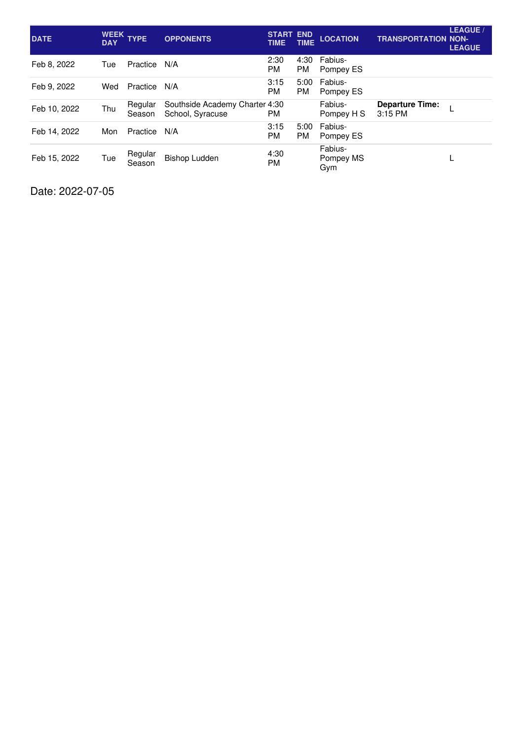| DATE | WEEK DAY | TYPE | OPPONENTS | START TIME | END TIME | LOCATION | TRANSPORTATION | LEAGUE / NON-LEAGUE |
| --- | --- | --- | --- | --- | --- | --- | --- | --- |
| Feb 8, 2022 | Tue | Practice | N/A | 2:30 PM | 4:30 PM | Fabius-Pompey ES | | |
| Feb 9, 2022 | Wed | Practice | N/A | 3:15 PM | 5:00 PM | Fabius-Pompey ES | | |
| Feb 10, 2022 | Thu | Regular Season | Southside Academy Charter School, Syracuse | 4:30 PM | | Fabius-Pompey H S | **Departure Time:** 3:15 PM | L |
| Feb 14, 2022 | Mon | Practice | N/A | 3:15 PM | 5:00 PM | Fabius-Pompey ES | | |
| Feb 15, 2022 | Tue | Regular Season | Bishop Ludden | 4:30 PM | | Fabius-Pompey MS Gym | | L |

Date: 2022-07-05